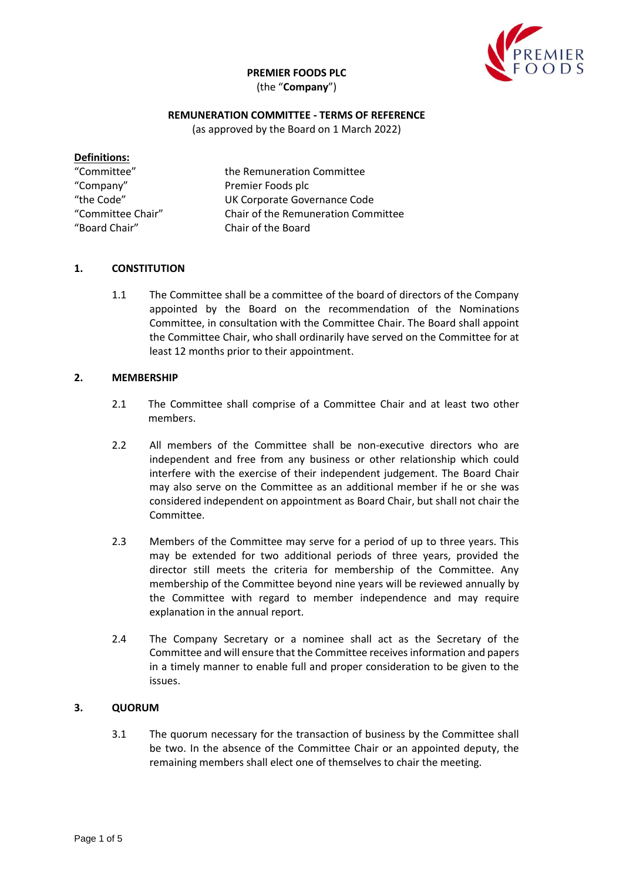**PREMIER FOODS PLC**
(the "**Company**")

**REMUNERATION COMMITTEE - TERMS OF REFERENCE**
(as approved by the Board on 1 March 2022)

**Definitions:**

| | |
|---|---|
| "Committee" | the Remuneration Committee |
| "Company" | Premier Foods plc |
| "the Code" | UK Corporate Governance Code |
| "Committee Chair" | Chair of the Remuneration Committee |
| "Board Chair" | Chair of the Board |

## 1. CONSTITUTION

1.1 The Committee shall be a committee of the board of directors of the Company appointed by the Board on the recommendation of the Nominations Committee, in consultation with the Committee Chair. The Board shall appoint the Committee Chair, who shall ordinarily have served on the Committee for at least 12 months prior to their appointment.

## 2. MEMBERSHIP

2.1 The Committee shall comprise of a Committee Chair and at least two other members.

2.2 All members of the Committee shall be non-executive directors who are independent and free from any business or other relationship which could interfere with the exercise of their independent judgement. The Board Chair may also serve on the Committee as an additional member if he or she was considered independent on appointment as Board Chair, but shall not chair the Committee.

2.3 Members of the Committee may serve for a period of up to three years. This may be extended for two additional periods of three years, provided the director still meets the criteria for membership of the Committee. Any membership of the Committee beyond nine years will be reviewed annually by the Committee with regard to member independence and may require explanation in the annual report.

2.4 The Company Secretary or a nominee shall act as the Secretary of the Committee and will ensure that the Committee receives information and papers in a timely manner to enable full and proper consideration to be given to the issues.

## 3. QUORUM

3.1 The quorum necessary for the transaction of business by the Committee shall be two. In the absence of the Committee Chair or an appointed deputy, the remaining members shall elect one of themselves to chair the meeting.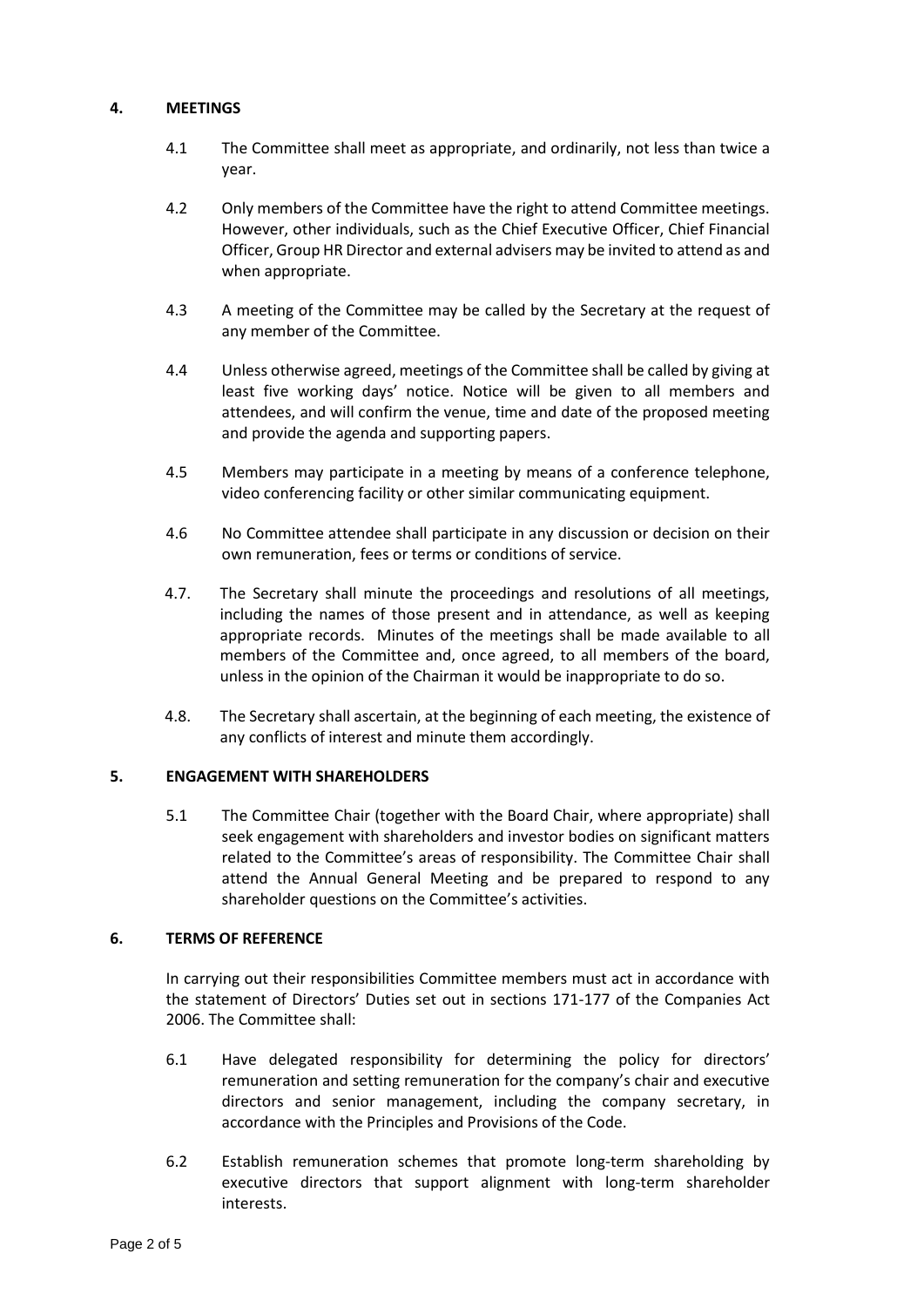## 4. MEETINGS

4.1 The Committee shall meet as appropriate, and ordinarily, not less than twice a year.

4.2 Only members of the Committee have the right to attend Committee meetings. However, other individuals, such as the Chief Executive Officer, Chief Financial Officer, Group HR Director and external advisers may be invited to attend as and when appropriate.

4.3 A meeting of the Committee may be called by the Secretary at the request of any member of the Committee.

4.4 Unless otherwise agreed, meetings of the Committee shall be called by giving at least five working days' notice. Notice will be given to all members and attendees, and will confirm the venue, time and date of the proposed meeting and provide the agenda and supporting papers.

4.5 Members may participate in a meeting by means of a conference telephone, video conferencing facility or other similar communicating equipment.

4.6 No Committee attendee shall participate in any discussion or decision on their own remuneration, fees or terms or conditions of service.

4.7. The Secretary shall minute the proceedings and resolutions of all meetings, including the names of those present and in attendance, as well as keeping appropriate records. Minutes of the meetings shall be made available to all members of the Committee and, once agreed, to all members of the board, unless in the opinion of the Chairman it would be inappropriate to do so.

4.8. The Secretary shall ascertain, at the beginning of each meeting, the existence of any conflicts of interest and minute them accordingly.

## 5. ENGAGEMENT WITH SHAREHOLDERS

5.1 The Committee Chair (together with the Board Chair, where appropriate) shall seek engagement with shareholders and investor bodies on significant matters related to the Committee's areas of responsibility. The Committee Chair shall attend the Annual General Meeting and be prepared to respond to any shareholder questions on the Committee's activities.

## 6. TERMS OF REFERENCE

In carrying out their responsibilities Committee members must act in accordance with the statement of Directors' Duties set out in sections 171-177 of the Companies Act 2006. The Committee shall:

6.1 Have delegated responsibility for determining the policy for directors' remuneration and setting remuneration for the company's chair and executive directors and senior management, including the company secretary, in accordance with the Principles and Provisions of the Code.

6.2 Establish remuneration schemes that promote long-term shareholding by executive directors that support alignment with long-term shareholder interests.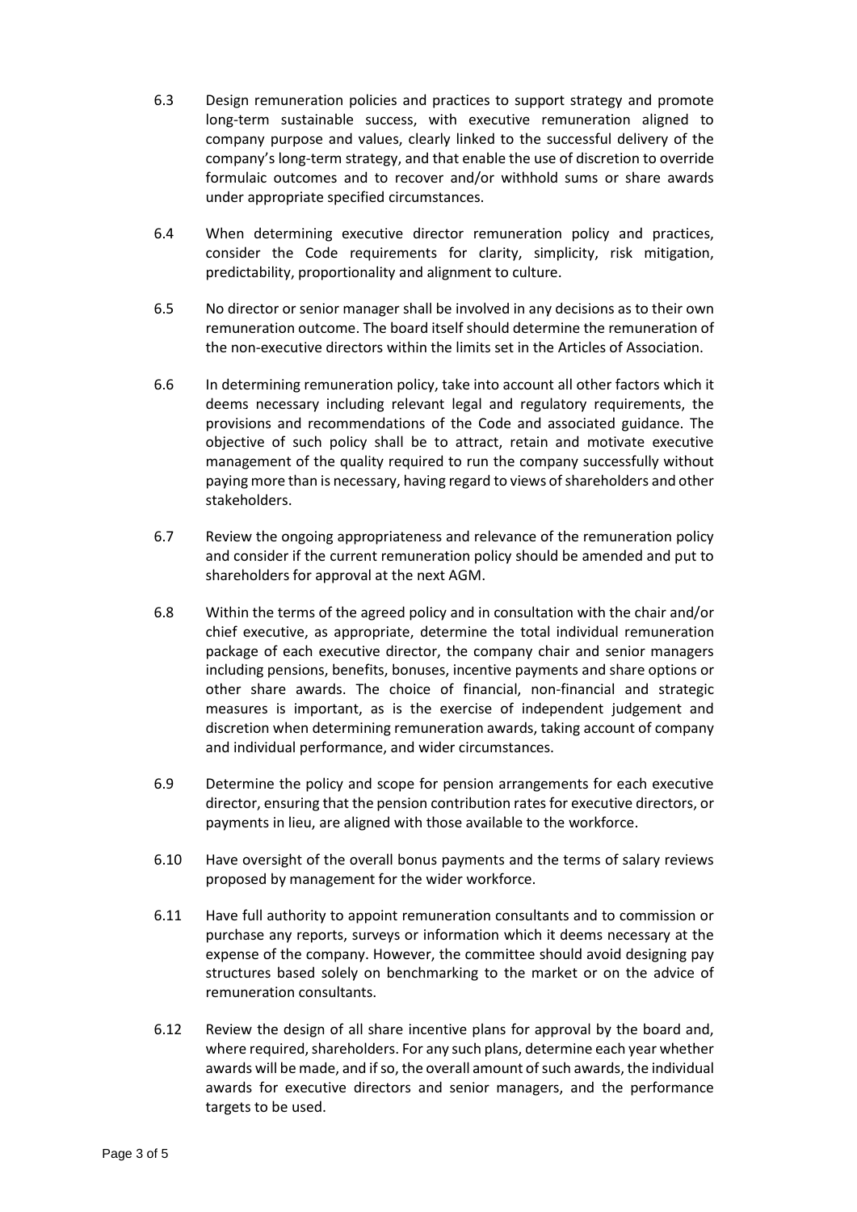6.3 Design remuneration policies and practices to support strategy and promote long-term sustainable success, with executive remuneration aligned to company purpose and values, clearly linked to the successful delivery of the company's long-term strategy, and that enable the use of discretion to override formulaic outcomes and to recover and/or withhold sums or share awards under appropriate specified circumstances.

6.4 When determining executive director remuneration policy and practices, consider the Code requirements for clarity, simplicity, risk mitigation, predictability, proportionality and alignment to culture.

6.5 No director or senior manager shall be involved in any decisions as to their own remuneration outcome. The board itself should determine the remuneration of the non-executive directors within the limits set in the Articles of Association.

6.6 In determining remuneration policy, take into account all other factors which it deems necessary including relevant legal and regulatory requirements, the provisions and recommendations of the Code and associated guidance. The objective of such policy shall be to attract, retain and motivate executive management of the quality required to run the company successfully without paying more than is necessary, having regard to views of shareholders and other stakeholders.

6.7 Review the ongoing appropriateness and relevance of the remuneration policy and consider if the current remuneration policy should be amended and put to shareholders for approval at the next AGM.

6.8 Within the terms of the agreed policy and in consultation with the chair and/or chief executive, as appropriate, determine the total individual remuneration package of each executive director, the company chair and senior managers including pensions, benefits, bonuses, incentive payments and share options or other share awards. The choice of financial, non-financial and strategic measures is important, as is the exercise of independent judgement and discretion when determining remuneration awards, taking account of company and individual performance, and wider circumstances.

6.9 Determine the policy and scope for pension arrangements for each executive director, ensuring that the pension contribution rates for executive directors, or payments in lieu, are aligned with those available to the workforce.

6.10 Have oversight of the overall bonus payments and the terms of salary reviews proposed by management for the wider workforce.

6.11 Have full authority to appoint remuneration consultants and to commission or purchase any reports, surveys or information which it deems necessary at the expense of the company. However, the committee should avoid designing pay structures based solely on benchmarking to the market or on the advice of remuneration consultants.

6.12 Review the design of all share incentive plans for approval by the board and, where required, shareholders. For any such plans, determine each year whether awards will be made, and if so, the overall amount of such awards, the individual awards for executive directors and senior managers, and the performance targets to be used.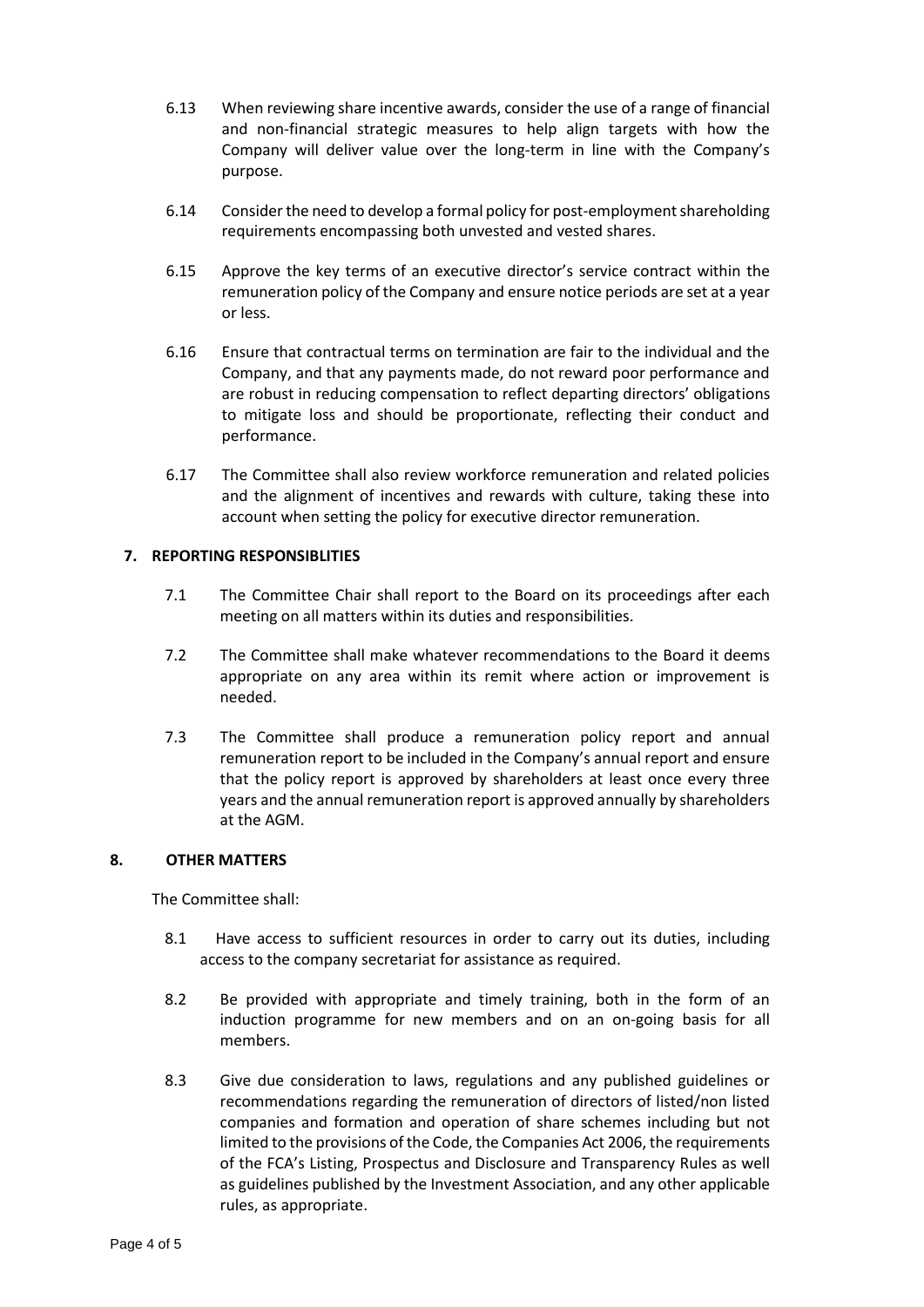6.13 When reviewing share incentive awards, consider the use of a range of financial and non-financial strategic measures to help align targets with how the Company will deliver value over the long-term in line with the Company's purpose.

6.14 Consider the need to develop a formal policy for post-employment shareholding requirements encompassing both unvested and vested shares.

6.15 Approve the key terms of an executive director's service contract within the remuneration policy of the Company and ensure notice periods are set at a year or less.

6.16 Ensure that contractual terms on termination are fair to the individual and the Company, and that any payments made, do not reward poor performance and are robust in reducing compensation to reflect departing directors' obligations to mitigate loss and should be proportionate, reflecting their conduct and performance.

6.17 The Committee shall also review workforce remuneration and related policies and the alignment of incentives and rewards with culture, taking these into account when setting the policy for executive director remuneration.

## 7. REPORTING RESPONSIBLITIES

7.1 The Committee Chair shall report to the Board on its proceedings after each meeting on all matters within its duties and responsibilities.

7.2 The Committee shall make whatever recommendations to the Board it deems appropriate on any area within its remit where action or improvement is needed.

7.3 The Committee shall produce a remuneration policy report and annual remuneration report to be included in the Company's annual report and ensure that the policy report is approved by shareholders at least once every three years and the annual remuneration report is approved annually by shareholders at the AGM.

## 8. OTHER MATTERS

The Committee shall:

8.1 Have access to sufficient resources in order to carry out its duties, including access to the company secretariat for assistance as required.

8.2 Be provided with appropriate and timely training, both in the form of an induction programme for new members and on an on-going basis for all members.

8.3 Give due consideration to laws, regulations and any published guidelines or recommendations regarding the remuneration of directors of listed/non listed companies and formation and operation of share schemes including but not limited to the provisions of the Code, the Companies Act 2006, the requirements of the FCA's Listing, Prospectus and Disclosure and Transparency Rules as well as guidelines published by the Investment Association, and any other applicable rules, as appropriate.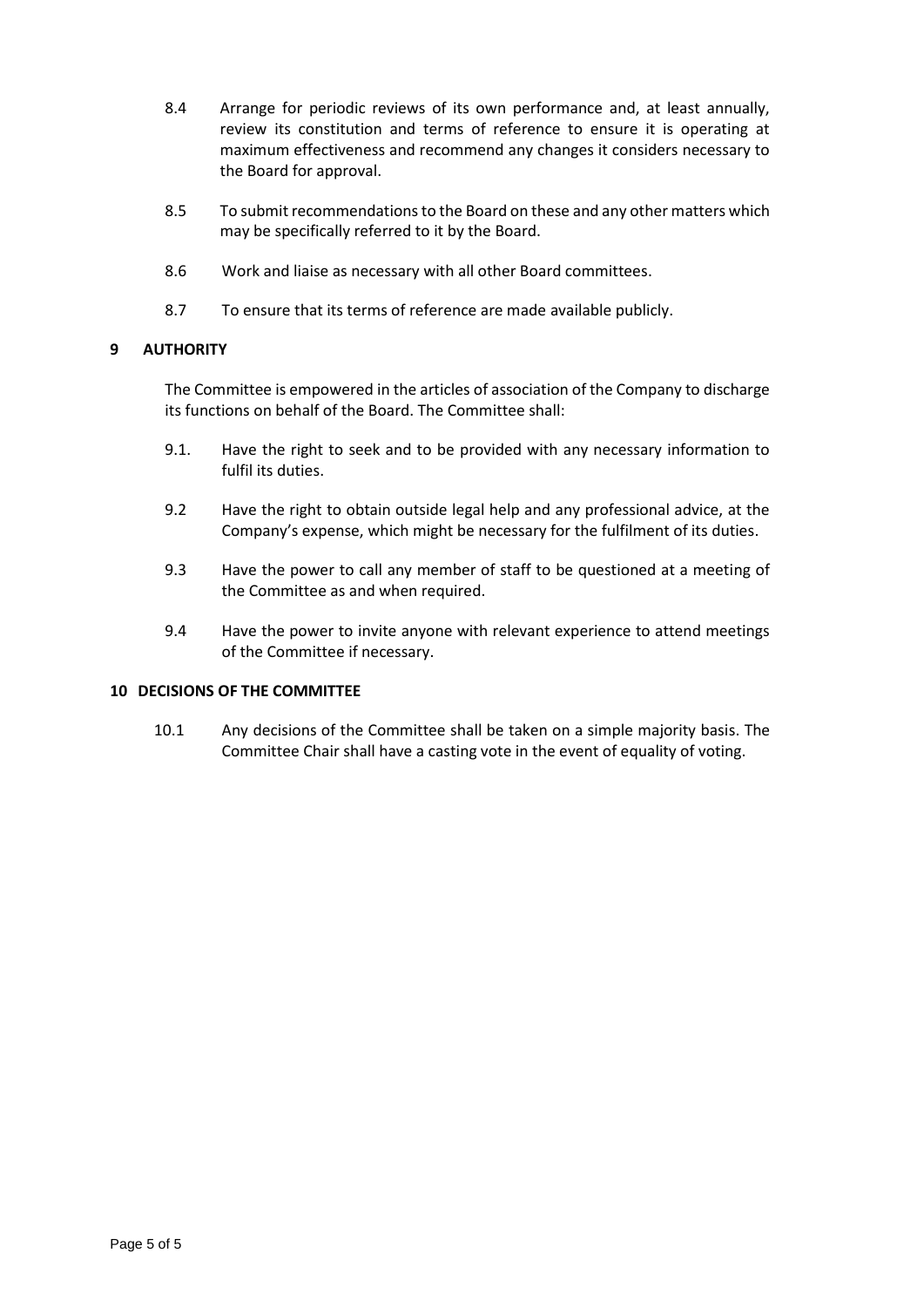8.4 Arrange for periodic reviews of its own performance and, at least annually, review its constitution and terms of reference to ensure it is operating at maximum effectiveness and recommend any changes it considers necessary to the Board for approval.

8.5 To submit recommendations to the Board on these and any other matters which may be specifically referred to it by the Board.

8.6 Work and liaise as necessary with all other Board committees.

8.7 To ensure that its terms of reference are made available publicly.

## 9 AUTHORITY

The Committee is empowered in the articles of association of the Company to discharge its functions on behalf of the Board. The Committee shall:

9.1. Have the right to seek and to be provided with any necessary information to fulfil its duties.

9.2 Have the right to obtain outside legal help and any professional advice, at the Company's expense, which might be necessary for the fulfilment of its duties.

9.3 Have the power to call any member of staff to be questioned at a meeting of the Committee as and when required.

9.4 Have the power to invite anyone with relevant experience to attend meetings of the Committee if necessary.

## 10 DECISIONS OF THE COMMITTEE

10.1 Any decisions of the Committee shall be taken on a simple majority basis. The Committee Chair shall have a casting vote in the event of equality of voting.